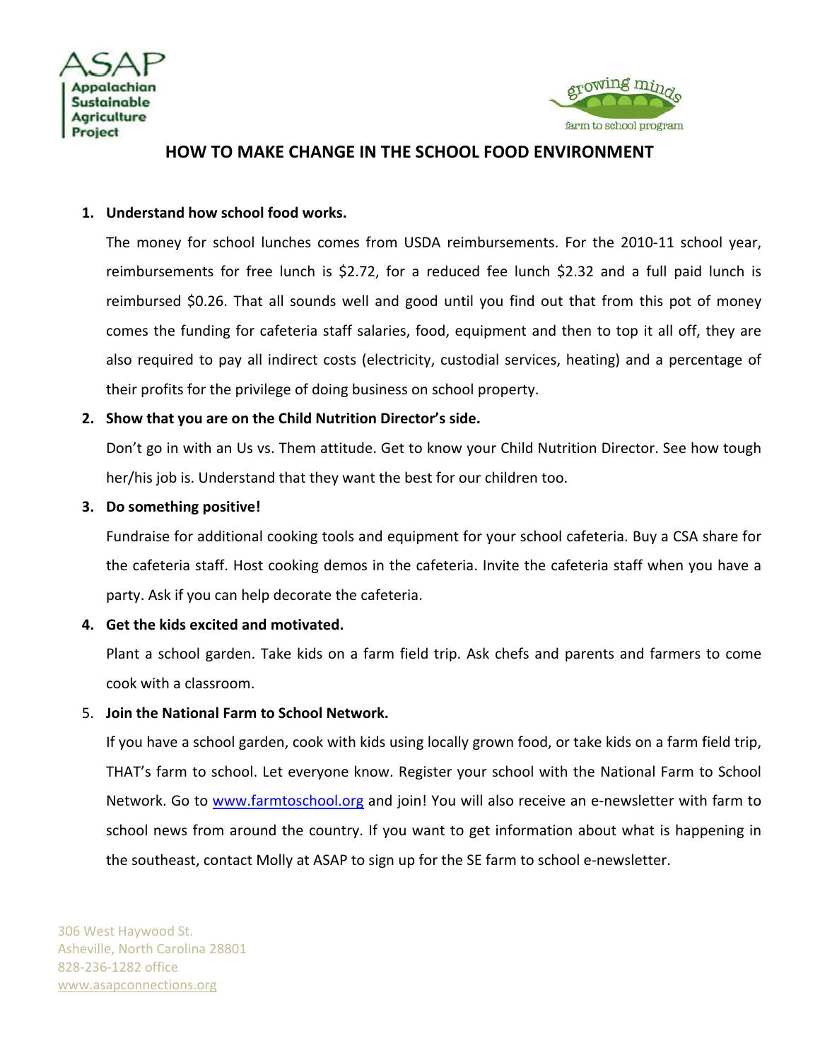ASAP
Appalachian
Sustainable
Agriculture
Project

growing minds
farm to school program

# HOW TO MAKE CHANGE IN THE SCHOOL FOOD ENVIRONMENT

1. **Understand how school food works.**

   The money for school lunches comes from USDA reimbursements. For the 2010-11 school year, reimbursements for free lunch is $2.72, for a reduced fee lunch $2.32 and a full paid lunch is reimbursed $0.26. That all sounds well and good until you find out that from this pot of money comes the funding for cafeteria staff salaries, food, equipment and then to top it all off, they are also required to pay all indirect costs (electricity, custodial services, heating) and a percentage of their profits for the privilege of doing business on school property.

2. **Show that you are on the Child Nutrition Director's side.**

   Don't go in with an Us vs. Them attitude. Get to know your Child Nutrition Director. See how tough her/his job is. Understand that they want the best for our children too.

3. **Do something positive!**

   Fundraise for additional cooking tools and equipment for your school cafeteria. Buy a CSA share for the cafeteria staff. Host cooking demos in the cafeteria. Invite the cafeteria staff when you have a party. Ask if you can help decorate the cafeteria.

4. **Get the kids excited and motivated.**

   Plant a school garden. Take kids on a farm field trip. Ask chefs and parents and farmers to come cook with a classroom.

5. **Join the National Farm to School Network.**

   If you have a school garden, cook with kids using locally grown food, or take kids on a farm field trip, THAT's farm to school. Let everyone know. Register your school with the National Farm to School Network. Go to www.farmtoschool.org and join! You will also receive an e-newsletter with farm to school news from around the country. If you want to get information about what is happening in the southeast, contact Molly at ASAP to sign up for the SE farm to school e-newsletter.

306 West Haywood St.
Asheville, North Carolina 28801
828-236-1282 office
www.asapconnections.org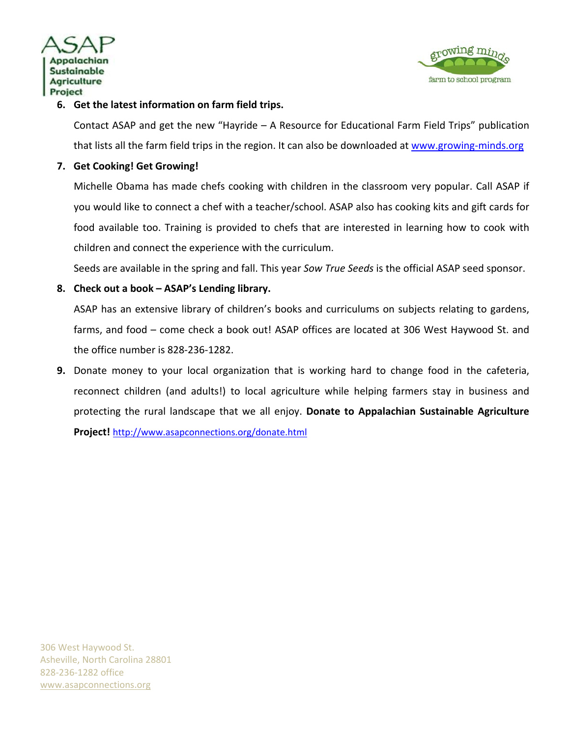6. **Get the latest information on farm field trips.**

   Contact ASAP and get the new "Hayride – A Resource for Educational Farm Field Trips" publication that lists all the farm field trips in the region. It can also be downloaded at www.growing-minds.org

7. **Get Cooking! Get Growing!**

   Michelle Obama has made chefs cooking with children in the classroom very popular. Call ASAP if you would like to connect a chef with a teacher/school. ASAP also has cooking kits and gift cards for food available too. Training is provided to chefs that are interested in learning how to cook with children and connect the experience with the curriculum.

   Seeds are available in the spring and fall. This year *Sow True Seeds* is the official ASAP seed sponsor.

8. **Check out a book – ASAP's Lending library.**

   ASAP has an extensive library of children's books and curriculums on subjects relating to gardens, farms, and food – come check a book out! ASAP offices are located at 306 West Haywood St. and the office number is 828-236-1282.

9. Donate money to your local organization that is working hard to change food in the cafeteria, reconnect children (and adults!) to local agriculture while helping farmers stay in business and protecting the rural landscape that we all enjoy. **Donate to Appalachian Sustainable Agriculture Project!** http://www.asapconnections.org/donate.html